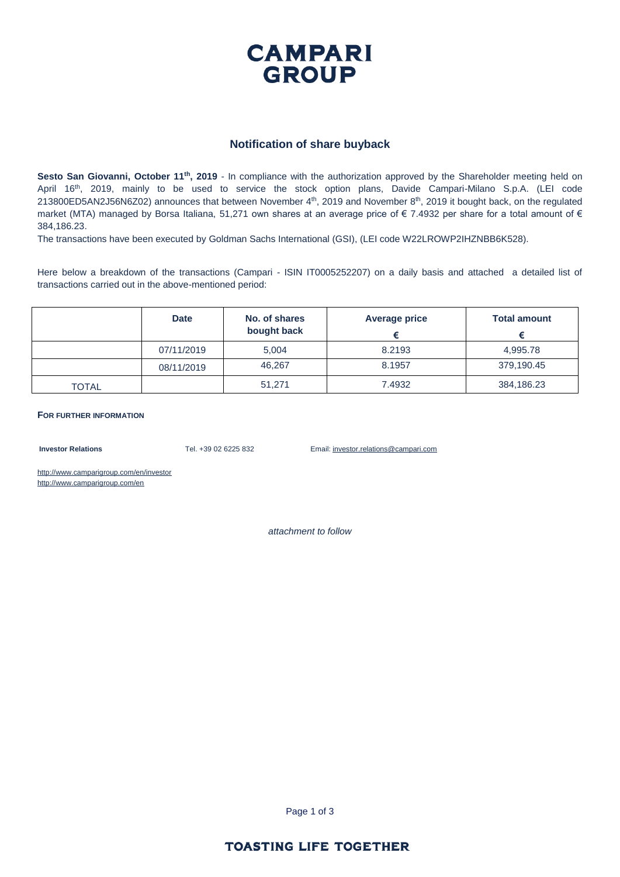# CAMPARI GROUP

## Notification of share buyback

**Sesto San Giovanni, October 11th, 2019** - In compliance with the authorization approved by the Shareholder meeting held on April 16th, 2019, mainly to be used to service the stock option plans, Davide Campari-Milano S.p.A. (LEI code 213800ED5AN2J56N6Z02) announces that between November 4th, 2019 and November 8th, 2019 it bought back, on the regulated market (MTA) managed by Borsa Italiana, 51,271 own shares at an average price of € 7.4932 per share for a total amount of € 384,186.23.

The transactions have been executed by Goldman Sachs International (GSI), (LEI code W22LROWP2IHZNBB6K528).

Here below a breakdown of the transactions (Campari - ISIN IT0005252207) on a daily basis and attached a detailed list of transactions carried out in the above-mentioned period:

| | Date | No. of shares bought back | Average price € | Total amount € |
|---|---|---|---|---|
| | 07/11/2019 | 5,004 | 8.2193 | 4,995.78 |
| | 08/11/2019 | 46,267 | 8.1957 | 379,190.45 |
| TOTAL | | 51,271 | 7.4932 | 384,186.23 |

**FOR FURTHER INFORMATION**

**Investor Relations** Tel. +39 02 6225 832 Email: investor.relations@campari.com

http://www.camparigroup.com/en/investor
http://www.camparigroup.com/en

*attachment to follow*

TOASTING LIFE TOGETHER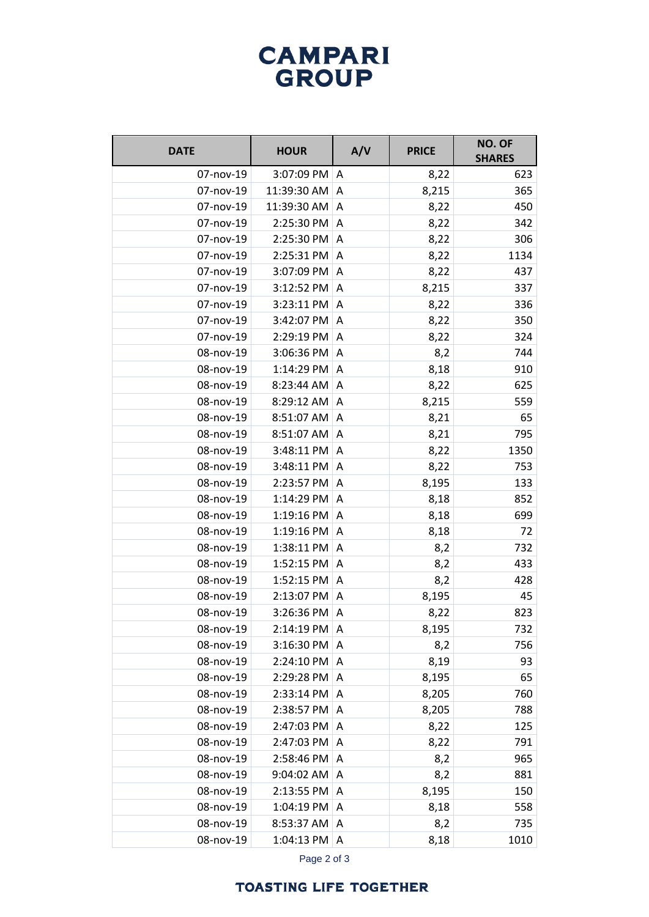**CAMPARI GROUP**

| DATE | HOUR | A/V | PRICE | NO. OF SHARES |
|---|---|---|---|---|
| 07-nov-19 | 3:07:09 PM | A | 8,22 | 623 |
| 07-nov-19 | 11:39:30 AM | A | 8,215 | 365 |
| 07-nov-19 | 11:39:30 AM | A | 8,22 | 450 |
| 07-nov-19 | 2:25:30 PM | A | 8,22 | 342 |
| 07-nov-19 | 2:25:30 PM | A | 8,22 | 306 |
| 07-nov-19 | 2:25:31 PM | A | 8,22 | 1134 |
| 07-nov-19 | 3:07:09 PM | A | 8,22 | 437 |
| 07-nov-19 | 3:12:52 PM | A | 8,215 | 337 |
| 07-nov-19 | 3:23:11 PM | A | 8,22 | 336 |
| 07-nov-19 | 3:42:07 PM | A | 8,22 | 350 |
| 07-nov-19 | 2:29:19 PM | A | 8,22 | 324 |
| 08-nov-19 | 3:06:36 PM | A | 8,2 | 744 |
| 08-nov-19 | 1:14:29 PM | A | 8,18 | 910 |
| 08-nov-19 | 8:23:44 AM | A | 8,22 | 625 |
| 08-nov-19 | 8:29:12 AM | A | 8,215 | 559 |
| 08-nov-19 | 8:51:07 AM | A | 8,21 | 65 |
| 08-nov-19 | 8:51:07 AM | A | 8,21 | 795 |
| 08-nov-19 | 3:48:11 PM | A | 8,22 | 1350 |
| 08-nov-19 | 3:48:11 PM | A | 8,22 | 753 |
| 08-nov-19 | 2:23:57 PM | A | 8,195 | 133 |
| 08-nov-19 | 1:14:29 PM | A | 8,18 | 852 |
| 08-nov-19 | 1:19:16 PM | A | 8,18 | 699 |
| 08-nov-19 | 1:19:16 PM | A | 8,18 | 72 |
| 08-nov-19 | 1:38:11 PM | A | 8,2 | 732 |
| 08-nov-19 | 1:52:15 PM | A | 8,2 | 433 |
| 08-nov-19 | 1:52:15 PM | A | 8,2 | 428 |
| 08-nov-19 | 2:13:07 PM | A | 8,195 | 45 |
| 08-nov-19 | 3:26:36 PM | A | 8,22 | 823 |
| 08-nov-19 | 2:14:19 PM | A | 8,195 | 732 |
| 08-nov-19 | 3:16:30 PM | A | 8,2 | 756 |
| 08-nov-19 | 2:24:10 PM | A | 8,19 | 93 |
| 08-nov-19 | 2:29:28 PM | A | 8,195 | 65 |
| 08-nov-19 | 2:33:14 PM | A | 8,205 | 760 |
| 08-nov-19 | 2:38:57 PM | A | 8,205 | 788 |
| 08-nov-19 | 2:47:03 PM | A | 8,22 | 125 |
| 08-nov-19 | 2:47:03 PM | A | 8,22 | 791 |
| 08-nov-19 | 2:58:46 PM | A | 8,2 | 965 |
| 08-nov-19 | 9:04:02 AM | A | 8,2 | 881 |
| 08-nov-19 | 2:13:55 PM | A | 8,195 | 150 |
| 08-nov-19 | 1:04:19 PM | A | 8,18 | 558 |
| 08-nov-19 | 8:53:37 AM | A | 8,2 | 735 |
| 08-nov-19 | 1:04:13 PM | A | 8,18 | 1010 |

**TOASTING LIFE TOGETHER**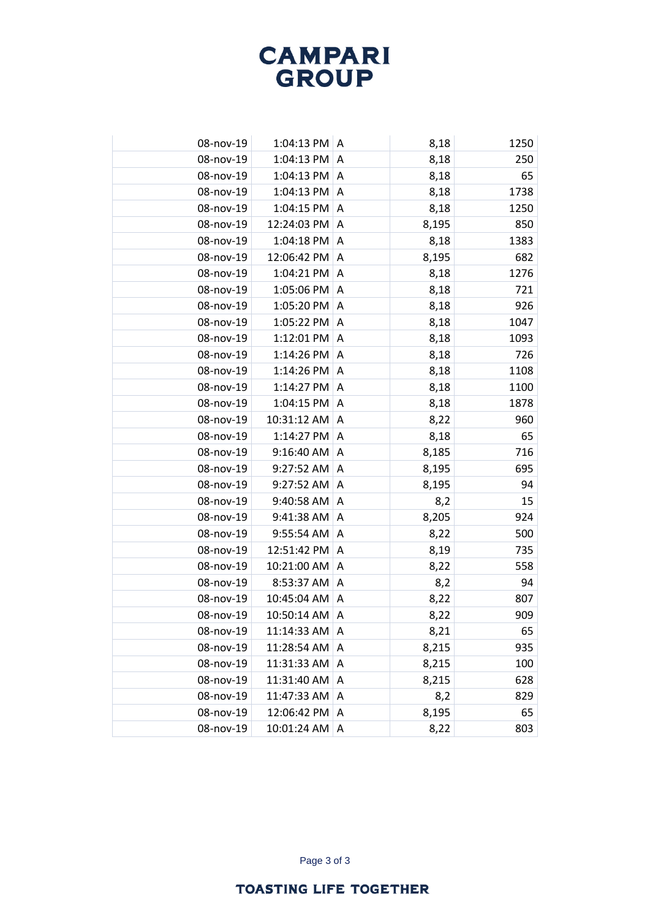# CAMPARI GROUP

| | | | | |
|---|---|---|---|---|
| 08-nov-19 | 1:04:13 PM | A | 8,18 | 1250 |
| 08-nov-19 | 1:04:13 PM | A | 8,18 | 250 |
| 08-nov-19 | 1:04:13 PM | A | 8,18 | 65 |
| 08-nov-19 | 1:04:13 PM | A | 8,18 | 1738 |
| 08-nov-19 | 1:04:15 PM | A | 8,18 | 1250 |
| 08-nov-19 | 12:24:03 PM | A | 8,195 | 850 |
| 08-nov-19 | 1:04:18 PM | A | 8,18 | 1383 |
| 08-nov-19 | 12:06:42 PM | A | 8,195 | 682 |
| 08-nov-19 | 1:04:21 PM | A | 8,18 | 1276 |
| 08-nov-19 | 1:05:06 PM | A | 8,18 | 721 |
| 08-nov-19 | 1:05:20 PM | A | 8,18 | 926 |
| 08-nov-19 | 1:05:22 PM | A | 8,18 | 1047 |
| 08-nov-19 | 1:12:01 PM | A | 8,18 | 1093 |
| 08-nov-19 | 1:14:26 PM | A | 8,18 | 726 |
| 08-nov-19 | 1:14:26 PM | A | 8,18 | 1108 |
| 08-nov-19 | 1:14:27 PM | A | 8,18 | 1100 |
| 08-nov-19 | 1:04:15 PM | A | 8,18 | 1878 |
| 08-nov-19 | 10:31:12 AM | A | 8,22 | 960 |
| 08-nov-19 | 1:14:27 PM | A | 8,18 | 65 |
| 08-nov-19 | 9:16:40 AM | A | 8,185 | 716 |
| 08-nov-19 | 9:27:52 AM | A | 8,195 | 695 |
| 08-nov-19 | 9:27:52 AM | A | 8,195 | 94 |
| 08-nov-19 | 9:40:58 AM | A | 8,2 | 15 |
| 08-nov-19 | 9:41:38 AM | A | 8,205 | 924 |
| 08-nov-19 | 9:55:54 AM | A | 8,22 | 500 |
| 08-nov-19 | 12:51:42 PM | A | 8,19 | 735 |
| 08-nov-19 | 10:21:00 AM | A | 8,22 | 558 |
| 08-nov-19 | 8:53:37 AM | A | 8,2 | 94 |
| 08-nov-19 | 10:45:04 AM | A | 8,22 | 807 |
| 08-nov-19 | 10:50:14 AM | A | 8,22 | 909 |
| 08-nov-19 | 11:14:33 AM | A | 8,21 | 65 |
| 08-nov-19 | 11:28:54 AM | A | 8,215 | 935 |
| 08-nov-19 | 11:31:33 AM | A | 8,215 | 100 |
| 08-nov-19 | 11:31:40 AM | A | 8,215 | 628 |
| 08-nov-19 | 11:47:33 AM | A | 8,2 | 829 |
| 08-nov-19 | 12:06:42 PM | A | 8,195 | 65 |
| 08-nov-19 | 10:01:24 AM | A | 8,22 | 803 |

**TOASTING LIFE TOGETHER**